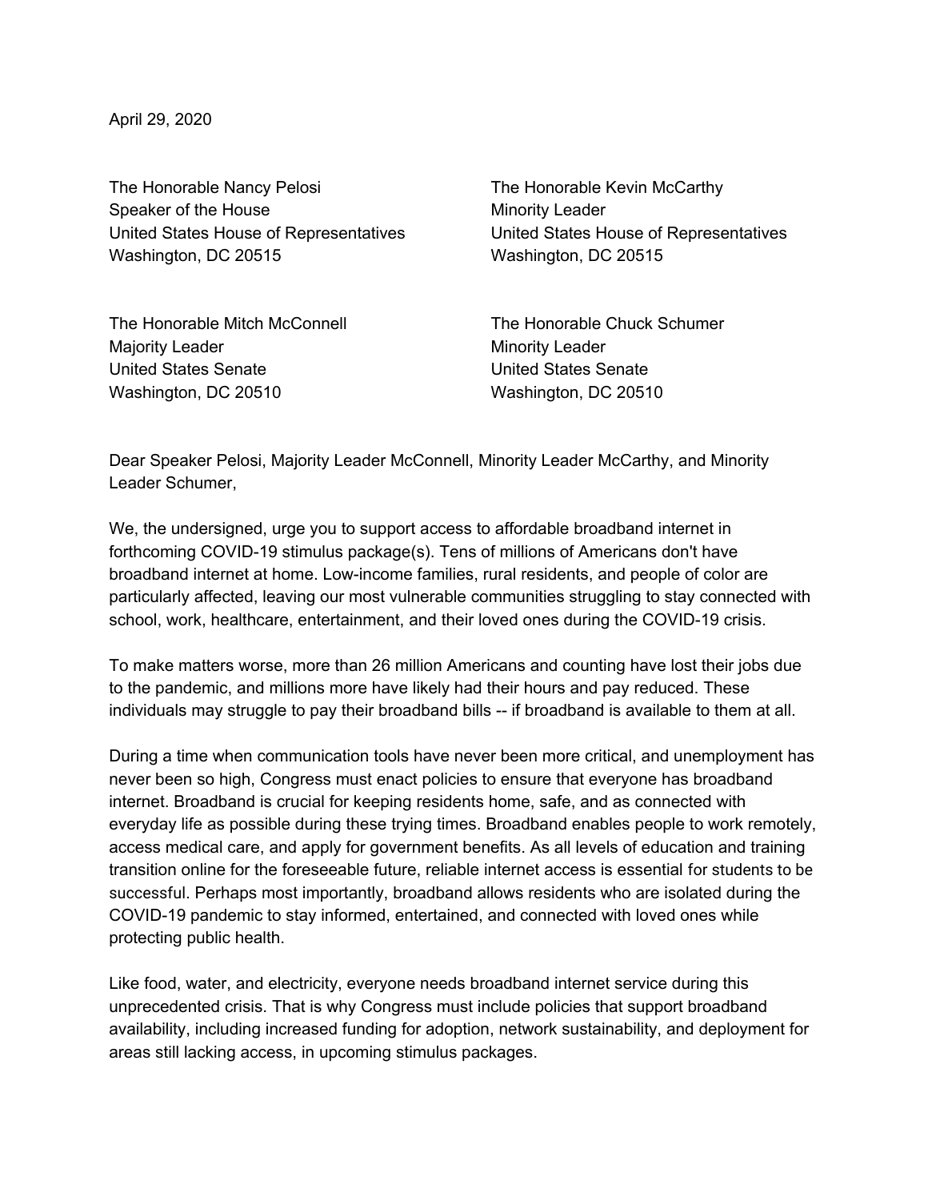April 29, 2020

The Honorable Nancy Pelosi
Speaker of the House
United States House of Representatives
Washington, DC 20515

The Honorable Kevin McCarthy
Minority Leader
United States House of Representatives
Washington, DC 20515

The Honorable Mitch McConnell
Majority Leader
United States Senate
Washington, DC 20510

The Honorable Chuck Schumer
Minority Leader
United States Senate
Washington, DC 20510

Dear Speaker Pelosi, Majority Leader McConnell, Minority Leader McCarthy, and Minority Leader Schumer,

We, the undersigned, urge you to support access to affordable broadband internet in forthcoming COVID-19 stimulus package(s). Tens of millions of Americans don't have broadband internet at home. Low-income families, rural residents, and people of color are particularly affected, leaving our most vulnerable communities struggling to stay connected with school, work, healthcare, entertainment, and their loved ones during the COVID-19 crisis.

To make matters worse, more than 26 million Americans and counting have lost their jobs due to the pandemic, and millions more have likely had their hours and pay reduced. These individuals may struggle to pay their broadband bills -- if broadband is available to them at all.

During a time when communication tools have never been more critical, and unemployment has never been so high, Congress must enact policies to ensure that everyone has broadband internet. Broadband is crucial for keeping residents home, safe, and as connected with everyday life as possible during these trying times. Broadband enables people to work remotely, access medical care, and apply for government benefits. As all levels of education and training transition online for the foreseeable future, reliable internet access is essential for students to be successful. Perhaps most importantly, broadband allows residents who are isolated during the COVID-19 pandemic to stay informed, entertained, and connected with loved ones while protecting public health.

Like food, water, and electricity, everyone needs broadband internet service during this unprecedented crisis. That is why Congress must include policies that support broadband availability, including increased funding for adoption, network sustainability, and deployment for areas still lacking access, in upcoming stimulus packages.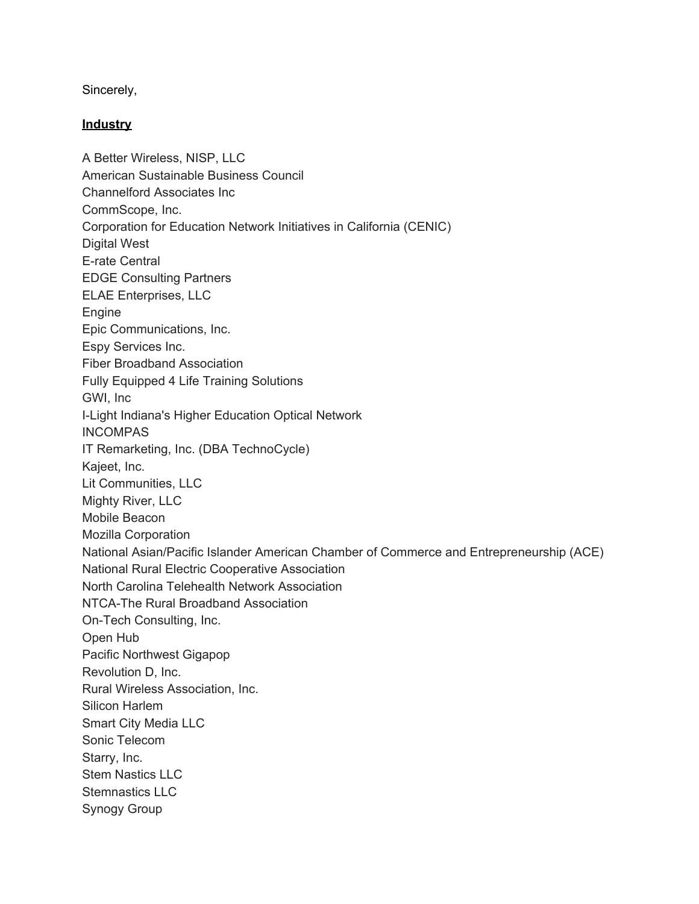Sincerely,

**Industry**

A Better Wireless, NISP, LLC
American Sustainable Business Council
Channelford Associates Inc
CommScope, Inc.
Corporation for Education Network Initiatives in California (CENIC)
Digital West
E-rate Central
EDGE Consulting Partners
ELAE Enterprises, LLC
Engine
Epic Communications, Inc.
Espy Services Inc.
Fiber Broadband Association
Fully Equipped 4 Life Training Solutions
GWI, Inc
I-Light Indiana's Higher Education Optical Network
INCOMPAS
IT Remarketing, Inc. (DBA TechnoCycle)
Kajeet, Inc.
Lit Communities, LLC
Mighty River, LLC
Mobile Beacon
Mozilla Corporation
National Asian/Pacific Islander American Chamber of Commerce and Entrepreneurship (ACE)
National Rural Electric Cooperative Association
North Carolina Telehealth Network Association
NTCA-The Rural Broadband Association
On-Tech Consulting, Inc.
Open Hub
Pacific Northwest Gigapop
Revolution D, Inc.
Rural Wireless Association, Inc.
Silicon Harlem
Smart City Media LLC
Sonic Telecom
Starry, Inc.
Stem Nastics LLC
Stemnastics LLC
Synogy Group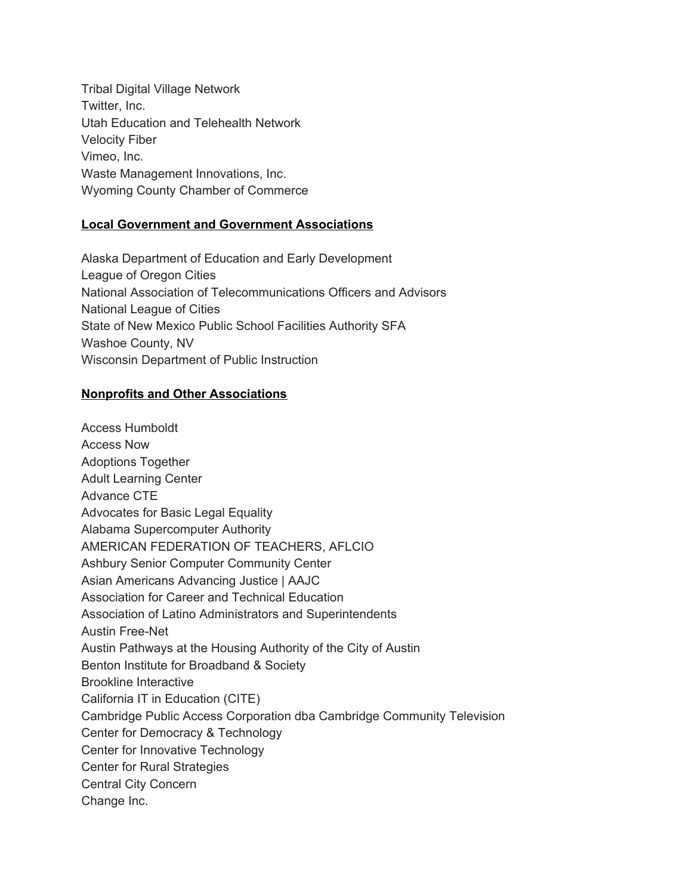Tribal Digital Village Network
Twitter, Inc.
Utah Education and Telehealth Network
Velocity Fiber
Vimeo, Inc.
Waste Management Innovations, Inc.
Wyoming County Chamber of Commerce

**Local Government and Government Associations**

Alaska Department of Education and Early Development
League of Oregon Cities
National Association of Telecommunications Officers and Advisors
National League of Cities
State of New Mexico Public School Facilities Authority SFA
Washoe County, NV
Wisconsin Department of Public Instruction

**Nonprofits and Other Associations**

Access Humboldt
Access Now
Adoptions Together
Adult Learning Center
Advance CTE
Advocates for Basic Legal Equality
Alabama Supercomputer Authority
AMERICAN FEDERATION OF TEACHERS, AFLCIO
Ashbury Senior Computer Community Center
Asian Americans Advancing Justice | AAJC
Association for Career and Technical Education
Association of Latino Administrators and Superintendents
Austin Free-Net
Austin Pathways at the Housing Authority of the City of Austin
Benton Institute for Broadband & Society
Brookline Interactive
California IT in Education (CITE)
Cambridge Public Access Corporation dba Cambridge Community Television
Center for Democracy & Technology
Center for Innovative Technology
Center for Rural Strategies
Central City Concern
Change Inc.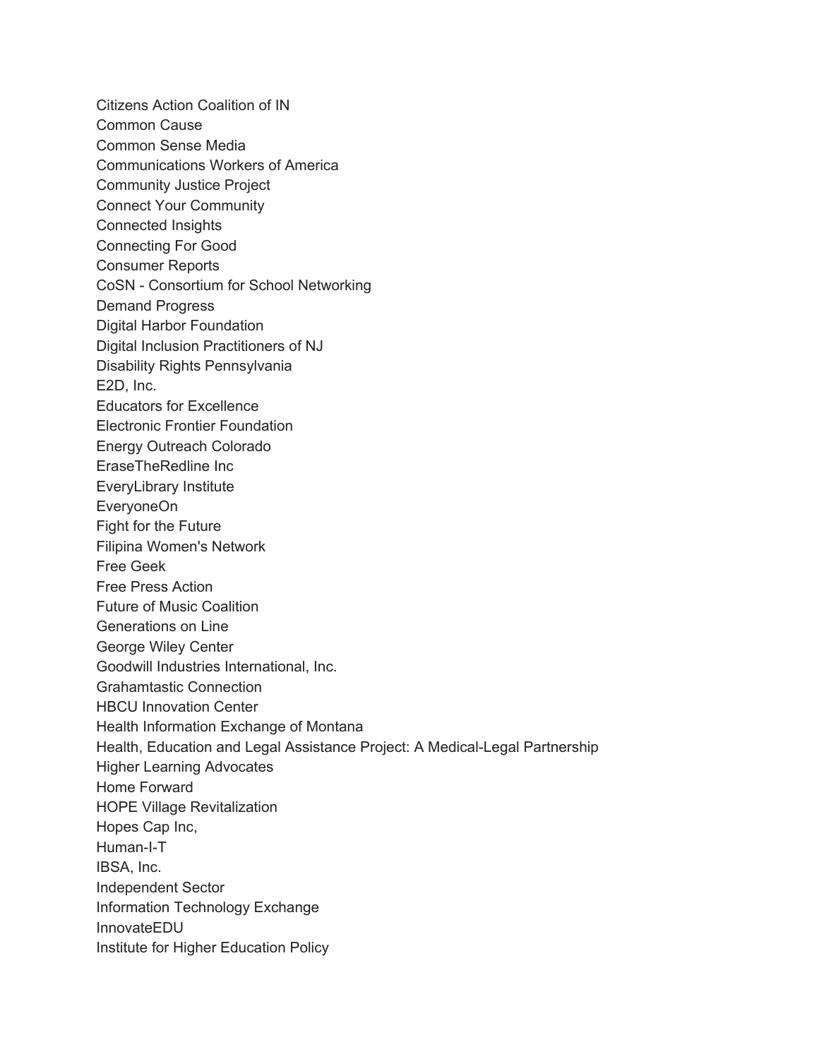Citizens Action Coalition of IN
Common Cause
Common Sense Media
Communications Workers of America
Community Justice Project
Connect Your Community
Connected Insights
Connecting For Good
Consumer Reports
CoSN - Consortium for School Networking
Demand Progress
Digital Harbor Foundation
Digital Inclusion Practitioners of NJ
Disability Rights Pennsylvania
E2D, Inc.
Educators for Excellence
Electronic Frontier Foundation
Energy Outreach Colorado
EraseTheRedline Inc
EveryLibrary Institute
EveryoneOn
Fight for the Future
Filipina Women's Network
Free Geek
Free Press Action
Future of Music Coalition
Generations on Line
George Wiley Center
Goodwill Industries International, Inc.
Grahamtastic Connection
HBCU Innovation Center
Health Information Exchange of Montana
Health, Education and Legal Assistance Project: A Medical-Legal Partnership
Higher Learning Advocates
Home Forward
HOPE Village Revitalization
Hopes Cap Inc,
Human-I-T
IBSA, Inc.
Independent Sector
Information Technology Exchange
InnovateEDU
Institute for Higher Education Policy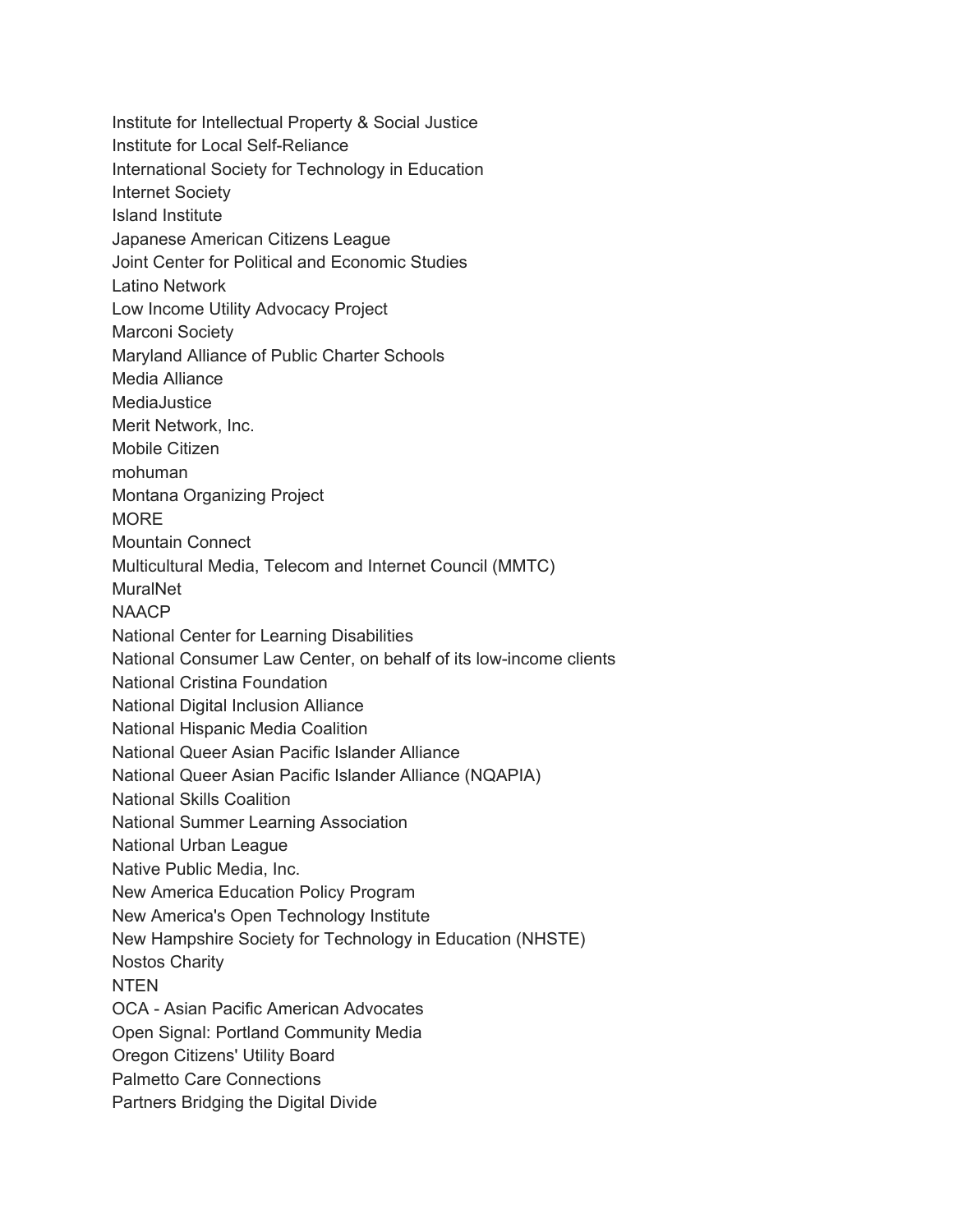Institute for Intellectual Property & Social Justice
Institute for Local Self-Reliance
International Society for Technology in Education
Internet Society
Island Institute
Japanese American Citizens League
Joint Center for Political and Economic Studies
Latino Network
Low Income Utility Advocacy Project
Marconi Society
Maryland Alliance of Public Charter Schools
Media Alliance
MediaJustice
Merit Network, Inc.
Mobile Citizen
mohuman
Montana Organizing Project
MORE
Mountain Connect
Multicultural Media, Telecom and Internet Council (MMTC)
MuralNet
NAACP
National Center for Learning Disabilities
National Consumer Law Center, on behalf of its low-income clients
National Cristina Foundation
National Digital Inclusion Alliance
National Hispanic Media Coalition
National Queer Asian Pacific Islander Alliance
National Queer Asian Pacific Islander Alliance (NQAPIA)
National Skills Coalition
National Summer Learning Association
National Urban League
Native Public Media, Inc.
New America Education Policy Program
New America's Open Technology Institute
New Hampshire Society for Technology in Education (NHSTE)
Nostos Charity
NTEN
OCA - Asian Pacific American Advocates
Open Signal: Portland Community Media
Oregon Citizens' Utility Board
Palmetto Care Connections
Partners Bridging the Digital Divide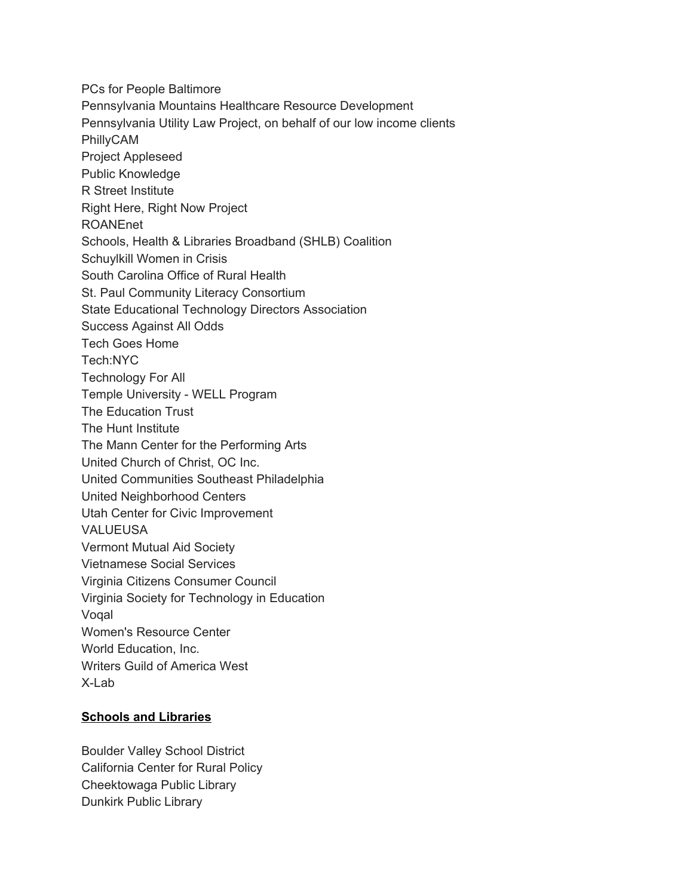PCs for People Baltimore
Pennsylvania Mountains Healthcare Resource Development
Pennsylvania Utility Law Project, on behalf of our low income clients
PhillyCAM
Project Appleseed
Public Knowledge
R Street Institute
Right Here, Right Now Project
ROANEnet
Schools, Health & Libraries Broadband (SHLB) Coalition
Schuylkill Women in Crisis
South Carolina Office of Rural Health
St. Paul Community Literacy Consortium
State Educational Technology Directors Association
Success Against All Odds
Tech Goes Home
Tech:NYC
Technology For All
Temple University - WELL Program
The Education Trust
The Hunt Institute
The Mann Center for the Performing Arts
United Church of Christ, OC Inc.
United Communities Southeast Philadelphia
United Neighborhood Centers
Utah Center for Civic Improvement
VALUEUSA
Vermont Mutual Aid Society
Vietnamese Social Services
Virginia Citizens Consumer Council
Virginia Society for Technology in Education
Voqal
Women's Resource Center
World Education, Inc.
Writers Guild of America West
X-Lab

**Schools and Libraries**

Boulder Valley School District
California Center for Rural Policy
Cheektowaga Public Library
Dunkirk Public Library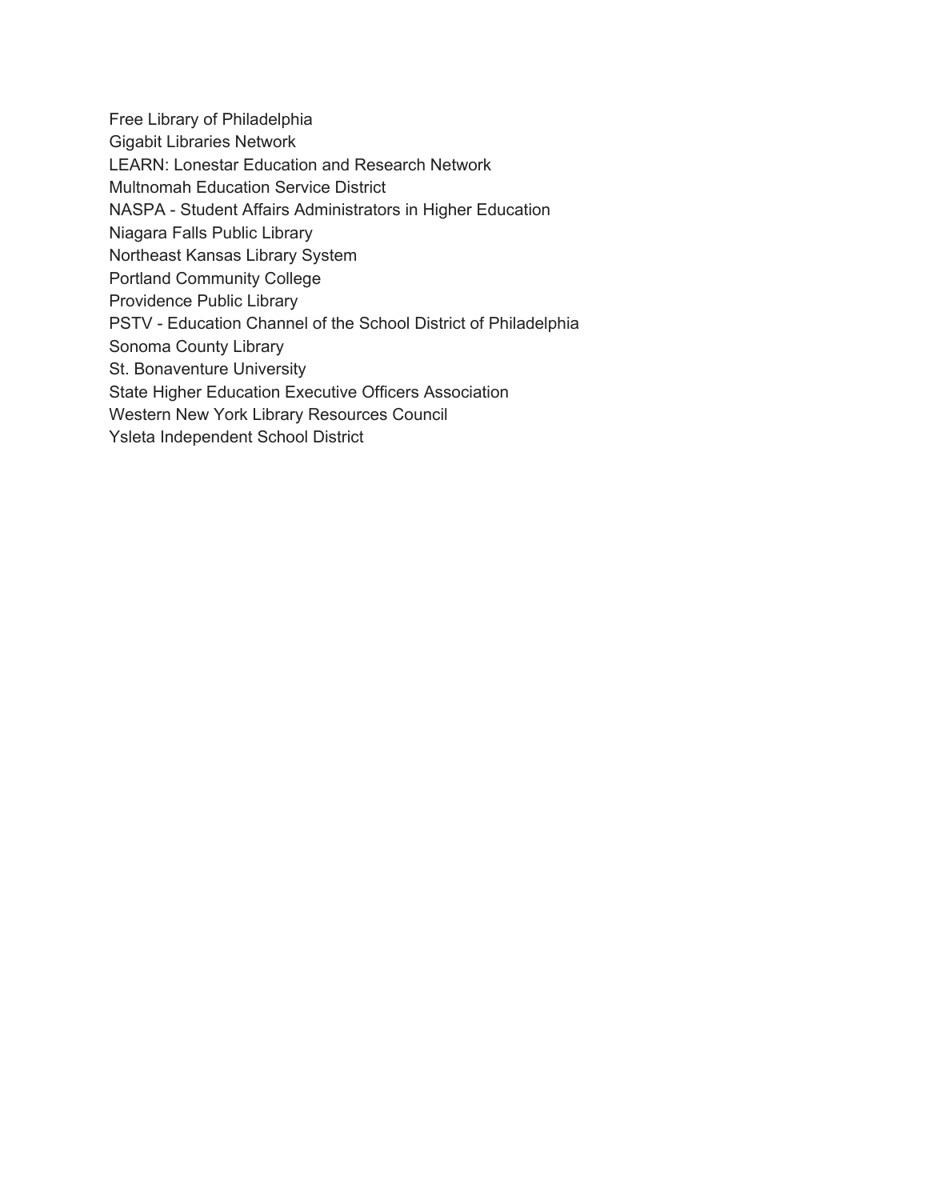Free Library of Philadelphia
Gigabit Libraries Network
LEARN: Lonestar Education and Research Network
Multnomah Education Service District
NASPA - Student Affairs Administrators in Higher Education
Niagara Falls Public Library
Northeast Kansas Library System
Portland Community College
Providence Public Library
PSTV - Education Channel of the School District of Philadelphia
Sonoma County Library
St. Bonaventure University
State Higher Education Executive Officers Association
Western New York Library Resources Council
Ysleta Independent School District